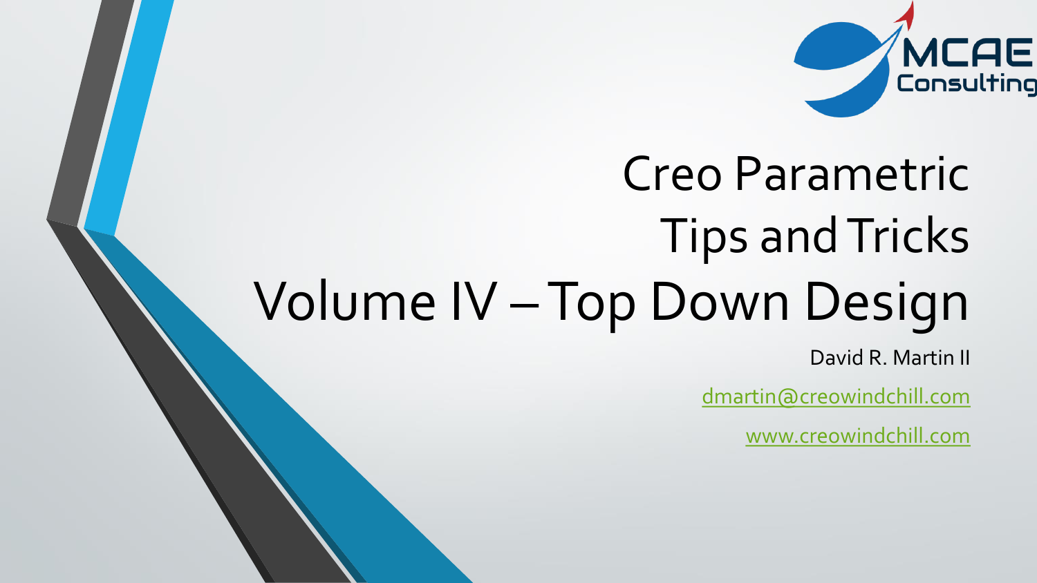MCAE Consulting

# Creo Parametric Tips and Tricks Volume IV – Top Down Design

David R. Martin II

dmartin@creowindchill.com

www.creowindchill.com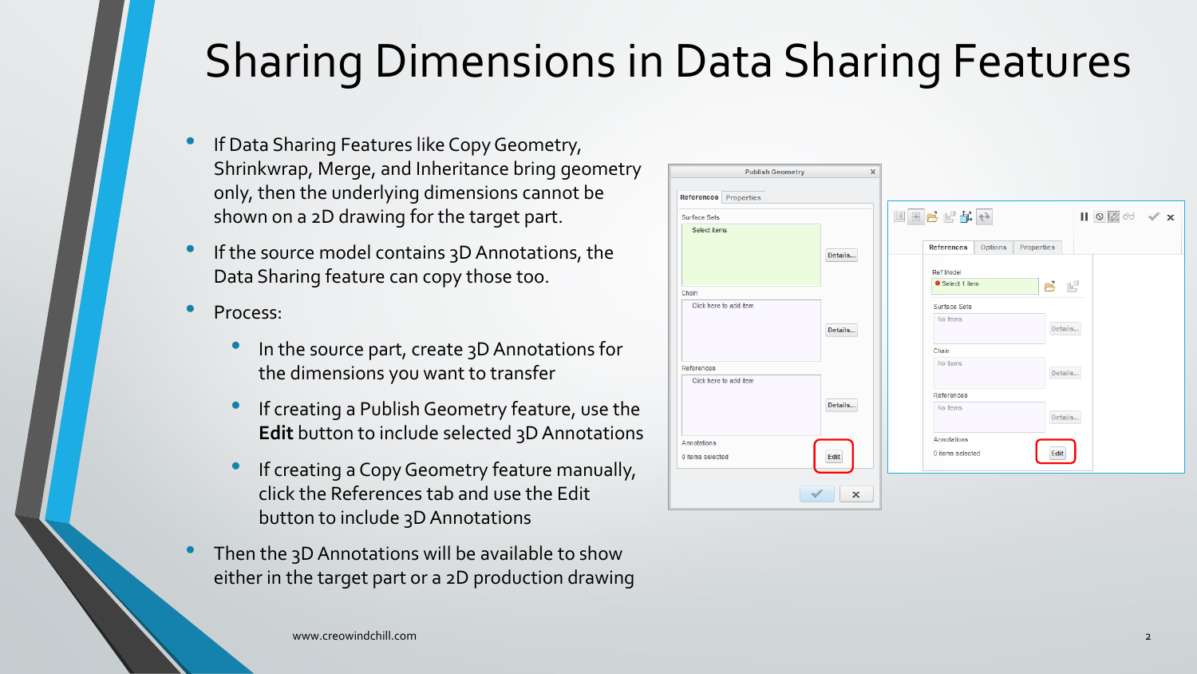# Sharing Dimensions in Data Sharing Features

- If Data Sharing Features like Copy Geometry, Shrinkwrap, Merge, and Inheritance bring geometry only, then the underlying dimensions cannot be shown on a 2D drawing for the target part.
- If the source model contains 3D Annotations, the Data Sharing feature can copy those too.
- Process:
  - In the source part, create 3D Annotations for the dimensions you want to transfer
  - If creating a Publish Geometry feature, use the **Edit** button to include selected 3D Annotations
  - If creating a Copy Geometry feature manually, click the References tab and use the Edit button to include 3D Annotations
- Then the 3D Annotations will be available to show either in the target part or a 2D production drawing

www.creowindchill.com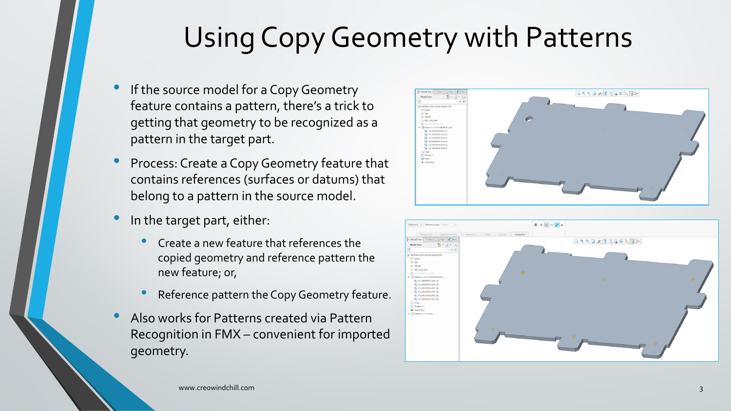# Using Copy Geometry with Patterns

- If the source model for a Copy Geometry feature contains a pattern, there's a trick to getting that geometry to be recognized as a pattern in the target part.
- Process: Create a Copy Geometry feature that contains references (surfaces or datums) that belong to a pattern in the source model.
- In the target part, either:
  - Create a new feature that references the copied geometry and reference pattern the new feature; or,
  - Reference pattern the Copy Geometry feature.
- Also works for Patterns created via Pattern Recognition in FMX – convenient for imported geometry.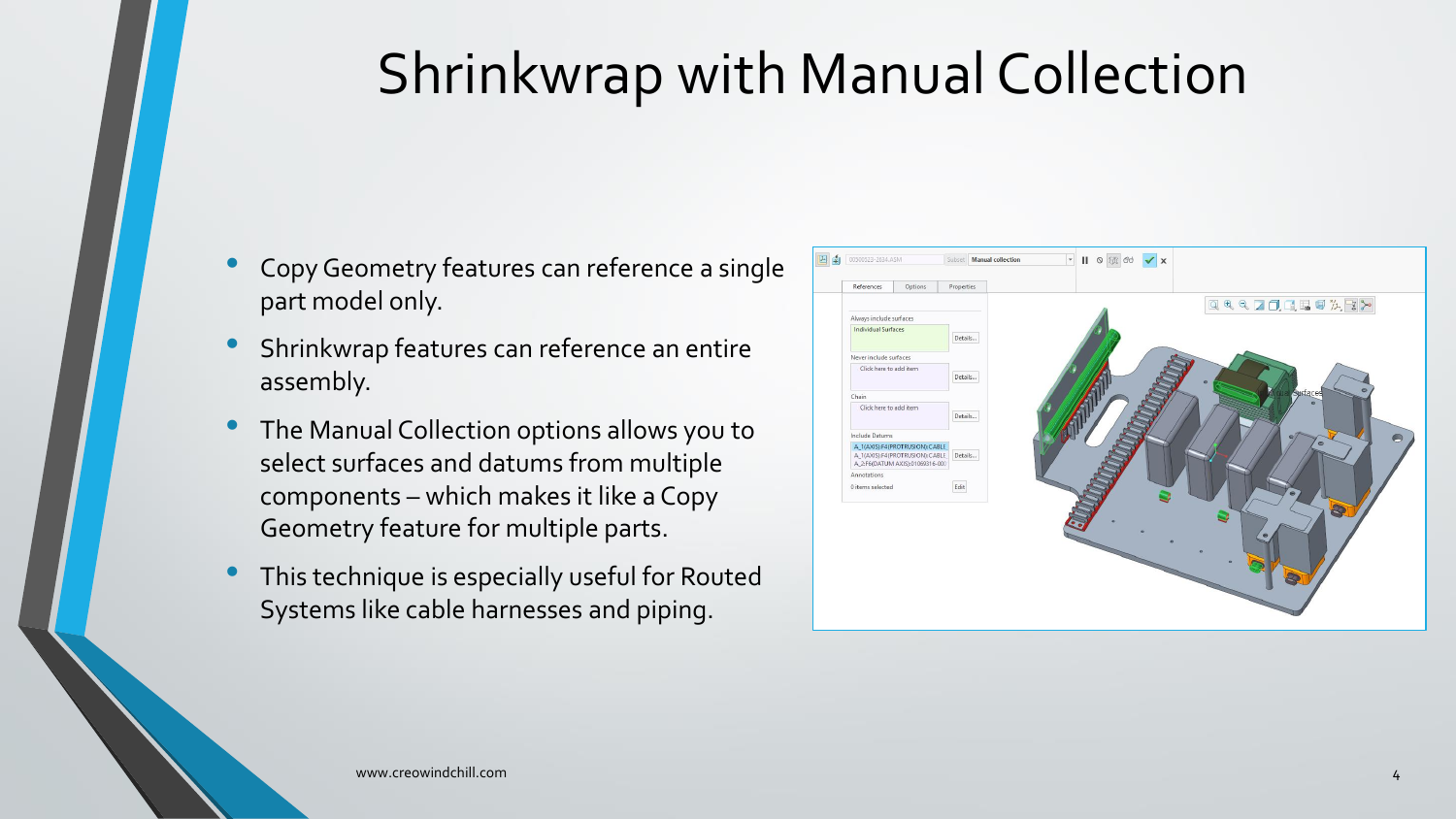# Shrinkwrap with Manual Collection

- Copy Geometry features can reference a single part model only.
- Shrinkwrap features can reference an entire assembly.
- The Manual Collection options allows you to select surfaces and datums from multiple components – which makes it like a Copy Geometry feature for multiple parts.
- This technique is especially useful for Routed Systems like cable harnesses and piping.

www.creowindchill.com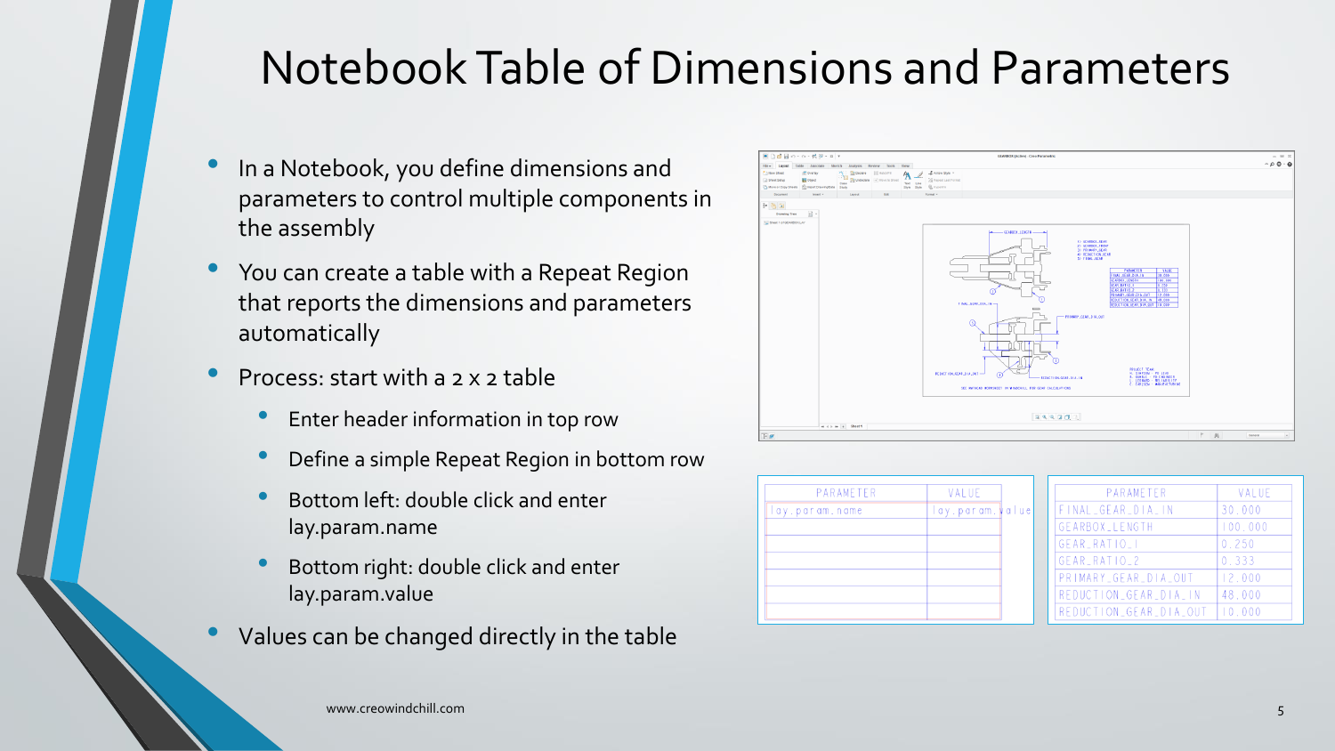# Notebook Table of Dimensions and Parameters

- In a Notebook, you define dimensions and parameters to control multiple components in the assembly
- You can create a table with a Repeat Region that reports the dimensions and parameters automatically
- Process: start with a 2 x 2 table
  - Enter header information in top row
  - Define a simple Repeat Region in bottom row
  - Bottom left: double click and enter lay.param.name
  - Bottom right: double click and enter lay.param.value
- Values can be changed directly in the table

| PARAMETER | VALUE |
|---|---|
| lay.param.name | lay.param.value |
| | |
| | |
| | |
| | |
| | |
| | |

| PARAMETER | VALUE |
|---|---|
| FINAL_GEAR_DIA_IN | 30.000 |
| GEARBOX_LENGTH | 100.000 |
| GEAR_RATIO_1 | 0.250 |
| GEAR_RATIO_2 | 0.333 |
| PRIMARY_GEAR_DIA_OUT | 12.000 |
| REDUCTION_GEAR_DIA_IN | 48.000 |
| REDUCTION_GEAR_DIA_OUT | 10.000 |

www.creowindchill.com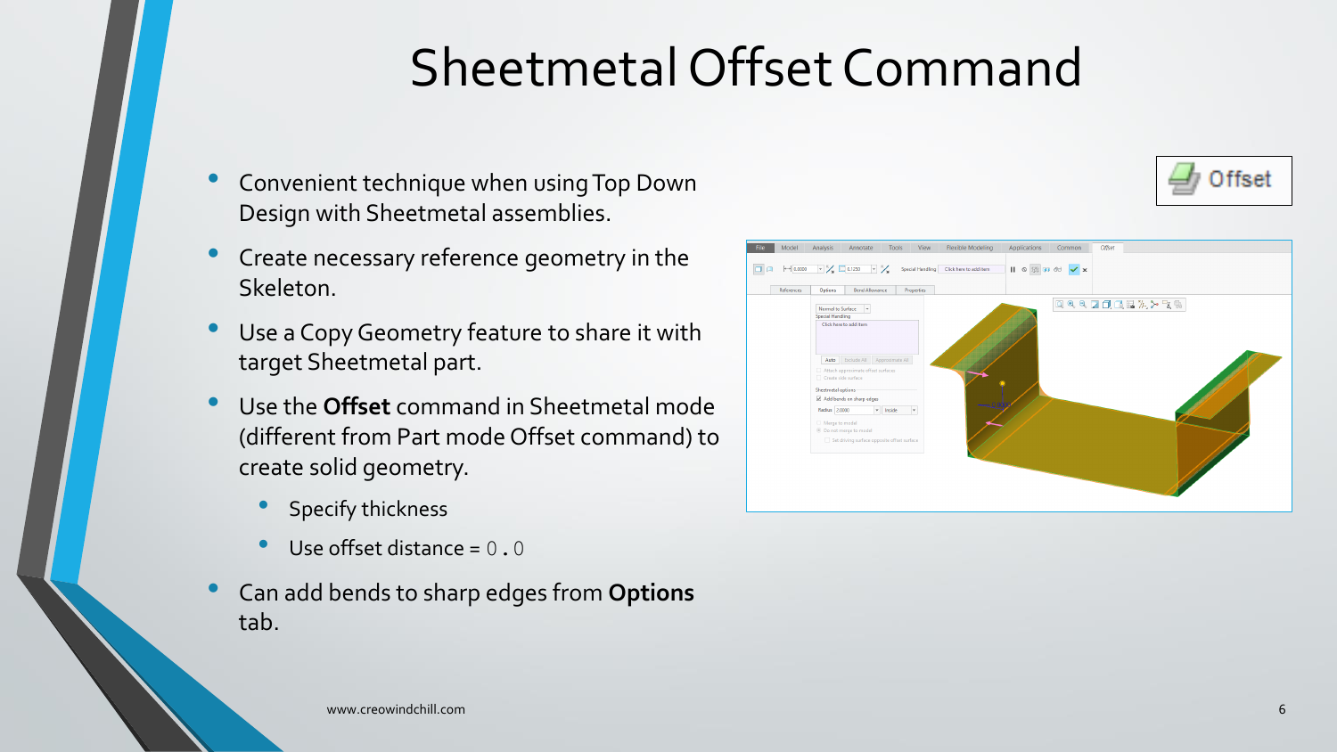# Sheetmetal Offset Command

- Convenient technique when using Top Down Design with Sheetmetal assemblies.
- Create necessary reference geometry in the Skeleton.
- Use a Copy Geometry feature to share it with target Sheetmetal part.
- Use the **Offset** command in Sheetmetal mode (different from Part mode Offset command) to create solid geometry.
  - Specify thickness
  - Use offset distance = 0.0
- Can add bends to sharp edges from **Options** tab.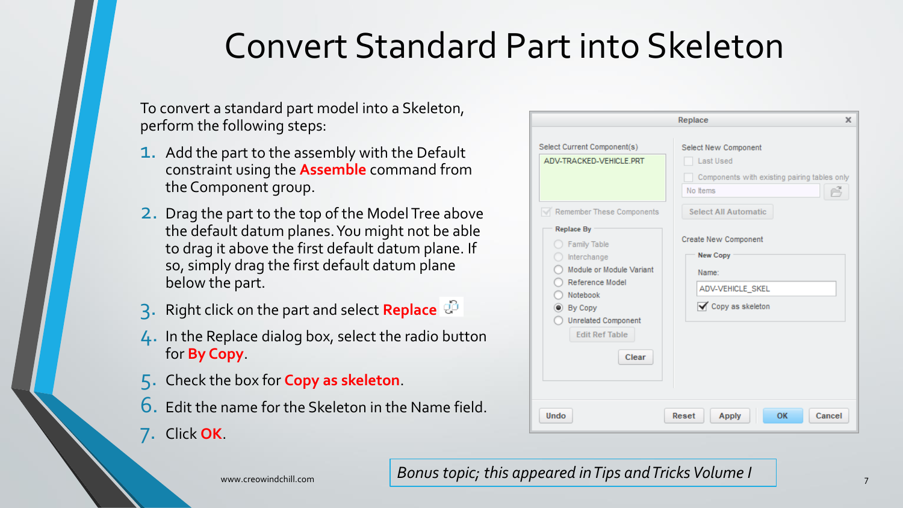# Convert Standard Part into Skeleton

To convert a standard part model into a Skeleton, perform the following steps:

1. Add the part to the assembly with the Default constraint using the **Assemble** command from the Component group.
2. Drag the part to the top of the Model Tree above the default datum planes. You might not be able to drag it above the first default datum plane. If so, simply drag the first default datum plane below the part.
3. Right click on the part and select **Replace**
4. In the Replace dialog box, select the radio button for **By Copy**.
5. Check the box for **Copy as skeleton**.
6. Edit the name for the Skeleton in the Name field.
7. Click **OK**.

www.creowindchill.com

*Bonus topic; this appeared in Tips and Tricks Volume I*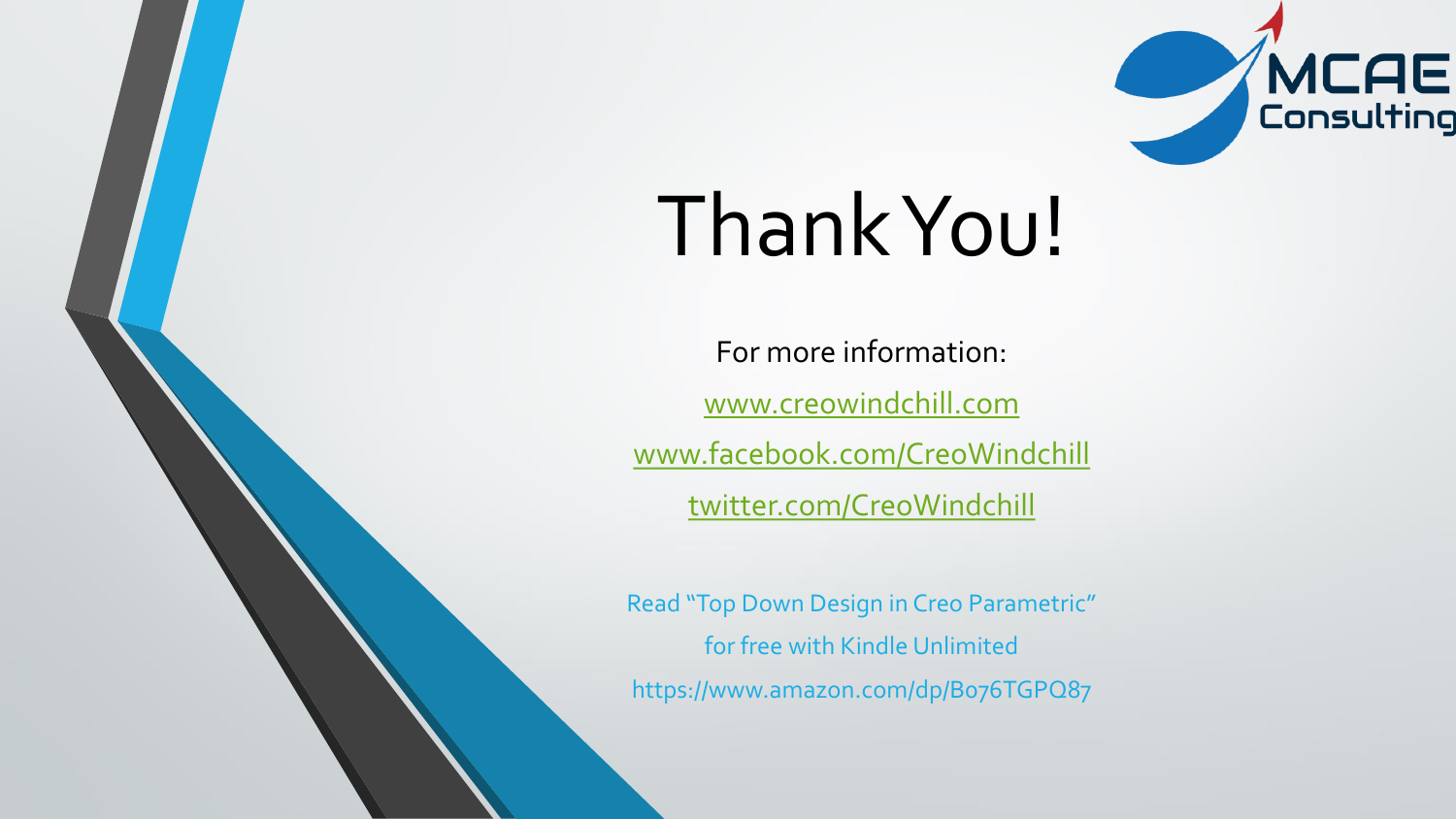# Thank You!

For more information:

www.creowindchill.com

www.facebook.com/CreoWindchill

twitter.com/CreoWindchill

Read "Top Down Design in Creo Parametric"

for free with Kindle Unlimited

https://www.amazon.com/dp/B076TGPQ87